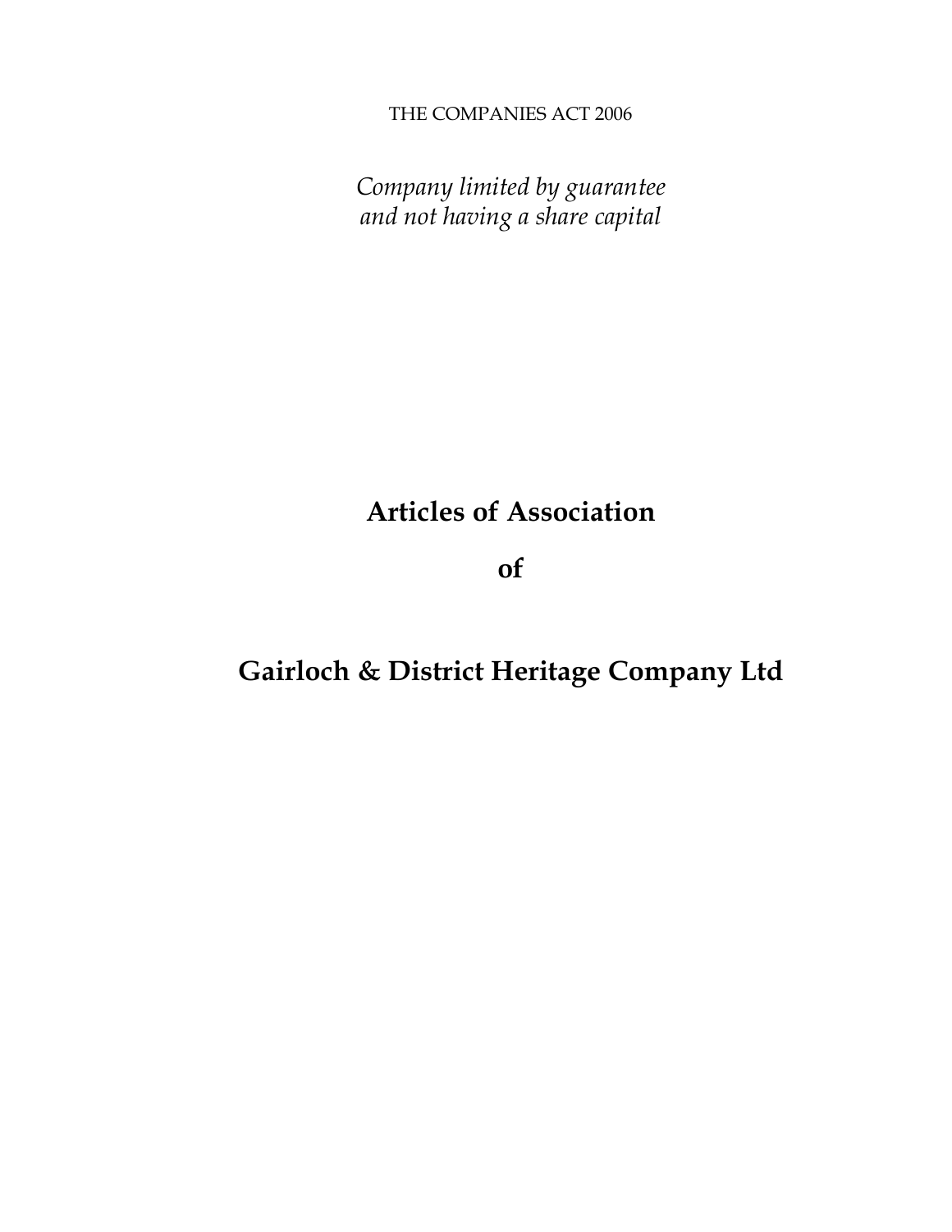THE COMPANIES ACT 2006

*Company limited by guarantee and not having a share capital*

# Articles of Association

# of

# Gairloch & District Heritage Company Ltd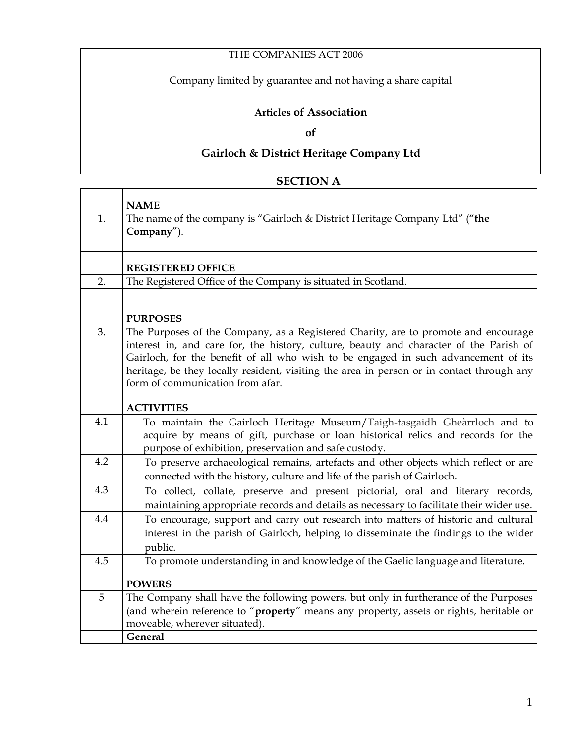THE COMPANIES ACT 2006

Company limited by guarantee and not having a share capital

**Articles of Association**

**of**

**Gairloch & District Heritage Company Ltd**

## SECTION A

| | |
|---|---|
| | **NAME** |
| 1. | The name of the company is "Gairloch & District Heritage Company Ltd" ("**the Company**"). |
| | |
| | **REGISTERED OFFICE** |
| 2. | The Registered Office of the Company is situated in Scotland. |
| | |
| | **PURPOSES** |
| 3. | The Purposes of the Company, as a Registered Charity, are to promote and encourage interest in, and care for, the history, culture, beauty and character of the Parish of Gairloch, for the benefit of all who wish to be engaged in such advancement of its heritage, be they locally resident, visiting the area in person or in contact through any form of communication from afar. |
| | **ACTIVITIES** |
| 4.1 | To maintain the Gairloch Heritage Museum/Taigh-tasgaidh Gheàrrloch and to acquire by means of gift, purchase or loan historical relics and records for the purpose of exhibition, preservation and safe custody. |
| 4.2 | To preserve archaeological remains, artefacts and other objects which reflect or are connected with the history, culture and life of the parish of Gairloch. |
| 4.3 | To collect, collate, preserve and present pictorial, oral and literary records, maintaining appropriate records and details as necessary to facilitate their wider use. |
| 4.4 | To encourage, support and carry out research into matters of historic and cultural interest in the parish of Gairloch, helping to disseminate the findings to the wider public. |
| 4.5 | To promote understanding in and knowledge of the Gaelic language and literature. |
| | **POWERS** |
| 5 | The Company shall have the following powers, but only in furtherance of the Purposes (and wherein reference to "**property**" means any property, assets or rights, heritable or moveable, wherever situated). |
| | **General** |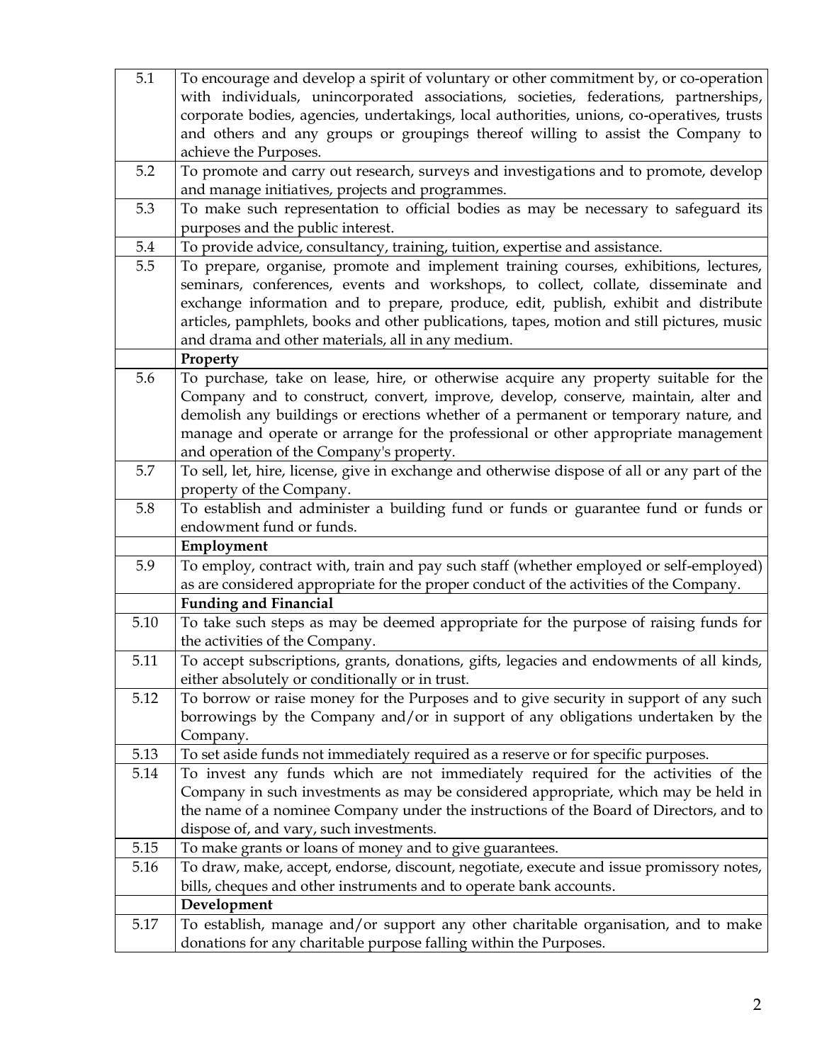| | |
|---|---|
| 5.1 | To encourage and develop a spirit of voluntary or other commitment by, or co-operation with individuals, unincorporated associations, societies, federations, partnerships, corporate bodies, agencies, undertakings, local authorities, unions, co-operatives, trusts and others and any groups or groupings thereof willing to assist the Company to achieve the Purposes. |
| 5.2 | To promote and carry out research, surveys and investigations and to promote, develop and manage initiatives, projects and programmes. |
| 5.3 | To make such representation to official bodies as may be necessary to safeguard its purposes and the public interest. |
| 5.4 | To provide advice, consultancy, training, tuition, expertise and assistance. |
| 5.5 | To prepare, organise, promote and implement training courses, exhibitions, lectures, seminars, conferences, events and workshops, to collect, collate, disseminate and exchange information and to prepare, produce, edit, publish, exhibit and distribute articles, pamphlets, books and other publications, tapes, motion and still pictures, music and drama and other materials, all in any medium. |
| | **Property** |
| 5.6 | To purchase, take on lease, hire, or otherwise acquire any property suitable for the Company and to construct, convert, improve, develop, conserve, maintain, alter and demolish any buildings or erections whether of a permanent or temporary nature, and manage and operate or arrange for the professional or other appropriate management and operation of the Company's property. |
| 5.7 | To sell, let, hire, license, give in exchange and otherwise dispose of all or any part of the property of the Company. |
| 5.8 | To establish and administer a building fund or funds or guarantee fund or funds or endowment fund or funds. |
| | **Employment** |
| 5.9 | To employ, contract with, train and pay such staff (whether employed or self-employed) as are considered appropriate for the proper conduct of the activities of the Company. |
| | **Funding and Financial** |
| 5.10 | To take such steps as may be deemed appropriate for the purpose of raising funds for the activities of the Company. |
| 5.11 | To accept subscriptions, grants, donations, gifts, legacies and endowments of all kinds, either absolutely or conditionally or in trust. |
| 5.12 | To borrow or raise money for the Purposes and to give security in support of any such borrowings by the Company and/or in support of any obligations undertaken by the Company. |
| 5.13 | To set aside funds not immediately required as a reserve or for specific purposes. |
| 5.14 | To invest any funds which are not immediately required for the activities of the Company in such investments as may be considered appropriate, which may be held in the name of a nominee Company under the instructions of the Board of Directors, and to dispose of, and vary, such investments. |
| 5.15 | To make grants or loans of money and to give guarantees. |
| 5.16 | To draw, make, accept, endorse, discount, negotiate, execute and issue promissory notes, bills, cheques and other instruments and to operate bank accounts. |
| | **Development** |
| 5.17 | To establish, manage and/or support any other charitable organisation, and to make donations for any charitable purpose falling within the Purposes. |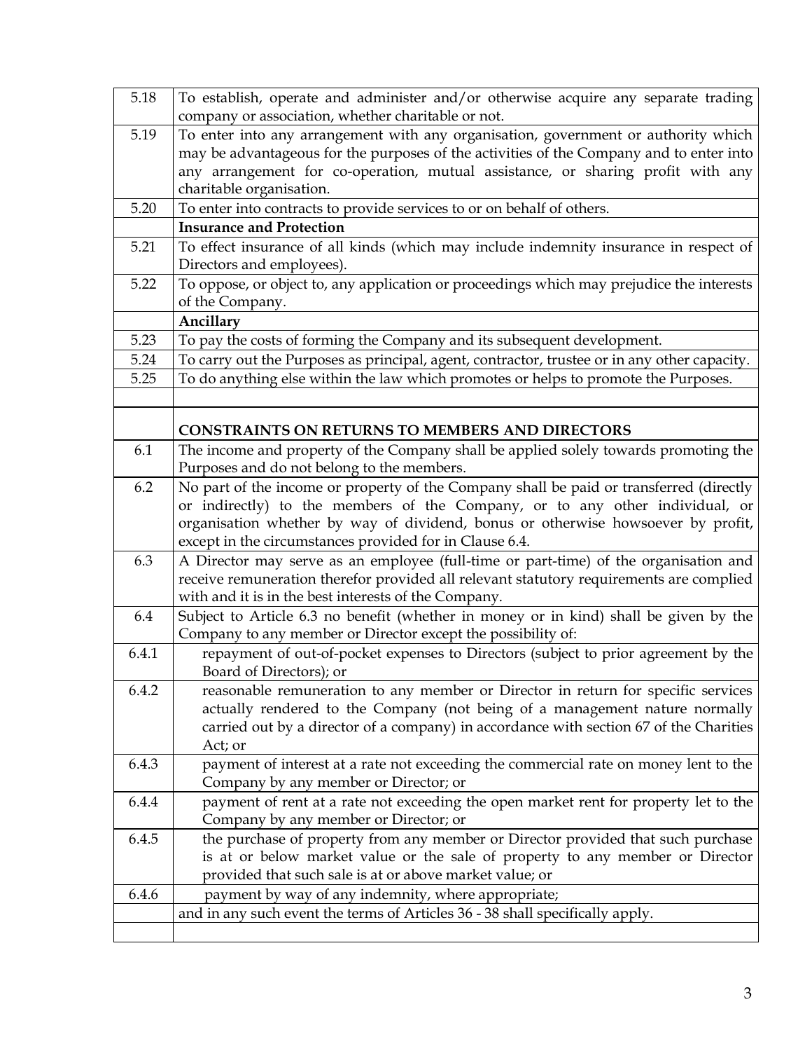| | |
|---|---|
| 5.18 | To establish, operate and administer and/or otherwise acquire any separate trading company or association, whether charitable or not. |
| 5.19 | To enter into any arrangement with any organisation, government or authority which may be advantageous for the purposes of the activities of the Company and to enter into any arrangement for co-operation, mutual assistance, or sharing profit with any charitable organisation. |
| 5.20 | To enter into contracts to provide services to or on behalf of others. |
| | **Insurance and Protection** |
| 5.21 | To effect insurance of all kinds (which may include indemnity insurance in respect of Directors and employees). |
| 5.22 | To oppose, or object to, any application or proceedings which may prejudice the interests of the Company. |
| | **Ancillary** |
| 5.23 | To pay the costs of forming the Company and its subsequent development. |
| 5.24 | To carry out the Purposes as principal, agent, contractor, trustee or in any other capacity. |
| 5.25 | To do anything else within the law which promotes or helps to promote the Purposes. |
| | |
| | **CONSTRAINTS ON RETURNS TO MEMBERS AND DIRECTORS** |
| 6.1 | The income and property of the Company shall be applied solely towards promoting the Purposes and do not belong to the members. |
| 6.2 | No part of the income or property of the Company shall be paid or transferred (directly or indirectly) to the members of the Company, or to any other individual, or organisation whether by way of dividend, bonus or otherwise howsoever by profit, except in the circumstances provided for in Clause 6.4. |
| 6.3 | A Director may serve as an employee (full-time or part-time) of the organisation and receive remuneration therefor provided all relevant statutory requirements are complied with and it is in the best interests of the Company. |
| 6.4 | Subject to Article 6.3 no benefit (whether in money or in kind) shall be given by the Company to any member or Director except the possibility of: |
| 6.4.1 | repayment of out-of-pocket expenses to Directors (subject to prior agreement by the Board of Directors); or |
| 6.4.2 | reasonable remuneration to any member or Director in return for specific services actually rendered to the Company (not being of a management nature normally carried out by a director of a company) in accordance with section 67 of the Charities Act; or |
| 6.4.3 | payment of interest at a rate not exceeding the commercial rate on money lent to the Company by any member or Director; or |
| 6.4.4 | payment of rent at a rate not exceeding the open market rent for property let to the Company by any member or Director; or |
| 6.4.5 | the purchase of property from any member or Director provided that such purchase is at or below market value or the sale of property to any member or Director provided that such sale is at or above market value; or |
| 6.4.6 | payment by way of any indemnity, where appropriate; |
| | and in any such event the terms of Articles 36 - 38 shall specifically apply. |
| | |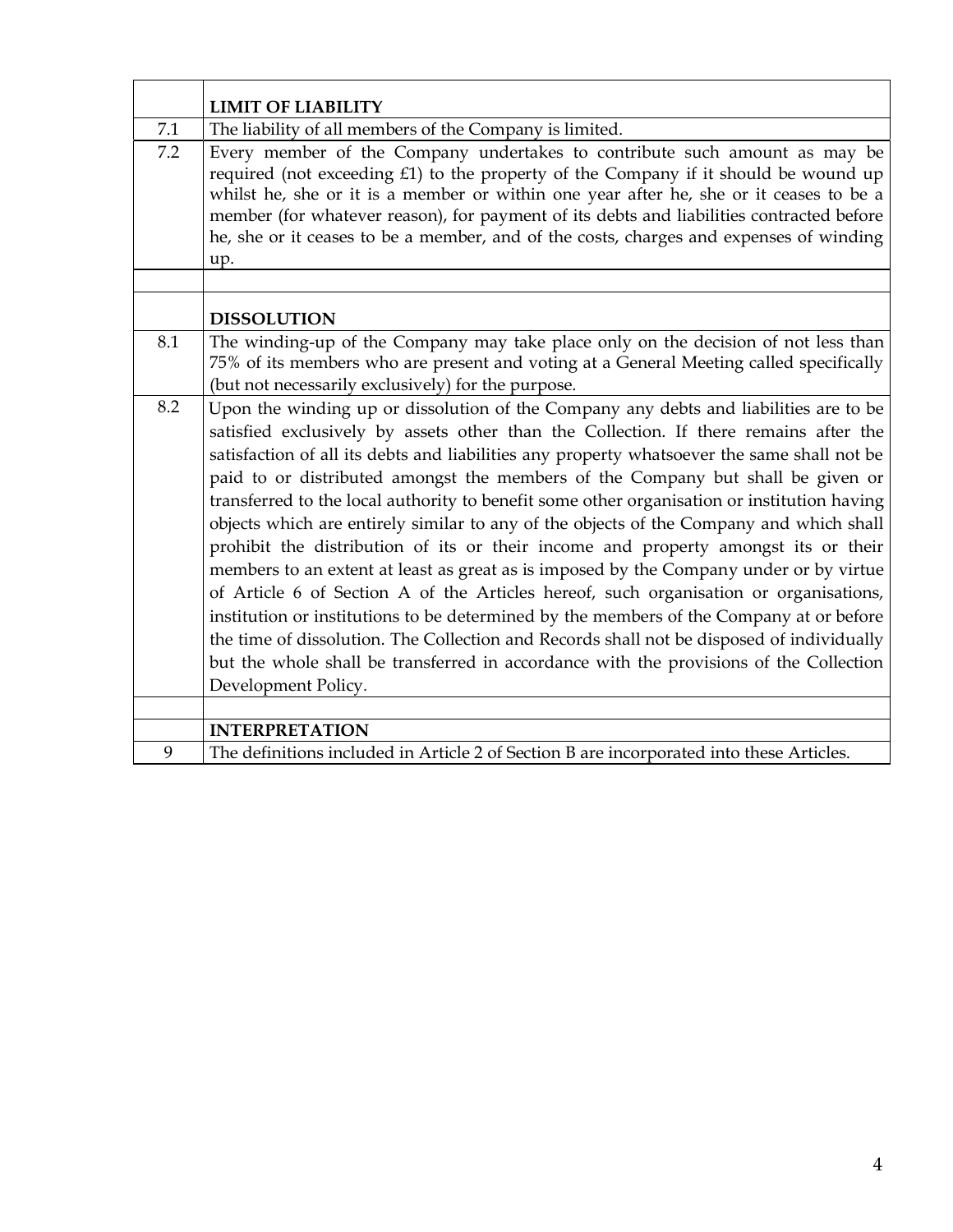|  |  |
|---|---|
|  | **LIMIT OF LIABILITY** |
| 7.1 | The liability of all members of the Company is limited. |
| 7.2 | Every member of the Company undertakes to contribute such amount as may be required (not exceeding £1) to the property of the Company if it should be wound up whilst he, she or it is a member or within one year after he, she or it ceases to be a member (for whatever reason), for payment of its debts and liabilities contracted before he, she or it ceases to be a member, and of the costs, charges and expenses of winding up. |
|  |  |
|  | **DISSOLUTION** |
| 8.1 | The winding-up of the Company may take place only on the decision of not less than 75% of its members who are present and voting at a General Meeting called specifically (but not necessarily exclusively) for the purpose. |
| 8.2 | Upon the winding up or dissolution of the Company any debts and liabilities are to be satisfied exclusively by assets other than the Collection. If there remains after the satisfaction of all its debts and liabilities any property whatsoever the same shall not be paid to or distributed amongst the members of the Company but shall be given or transferred to the local authority to benefit some other organisation or institution having objects which are entirely similar to any of the objects of the Company and which shall prohibit the distribution of its or their income and property amongst its or their members to an extent at least as great as is imposed by the Company under or by virtue of Article 6 of Section A of the Articles hereof, such organisation or organisations, institution or institutions to be determined by the members of the Company at or before the time of dissolution. The Collection and Records shall not be disposed of individually but the whole shall be transferred in accordance with the provisions of the Collection Development Policy. |
|  |  |
|  | **INTERPRETATION** |
| 9 | The definitions included in Article 2 of Section B are incorporated into these Articles. |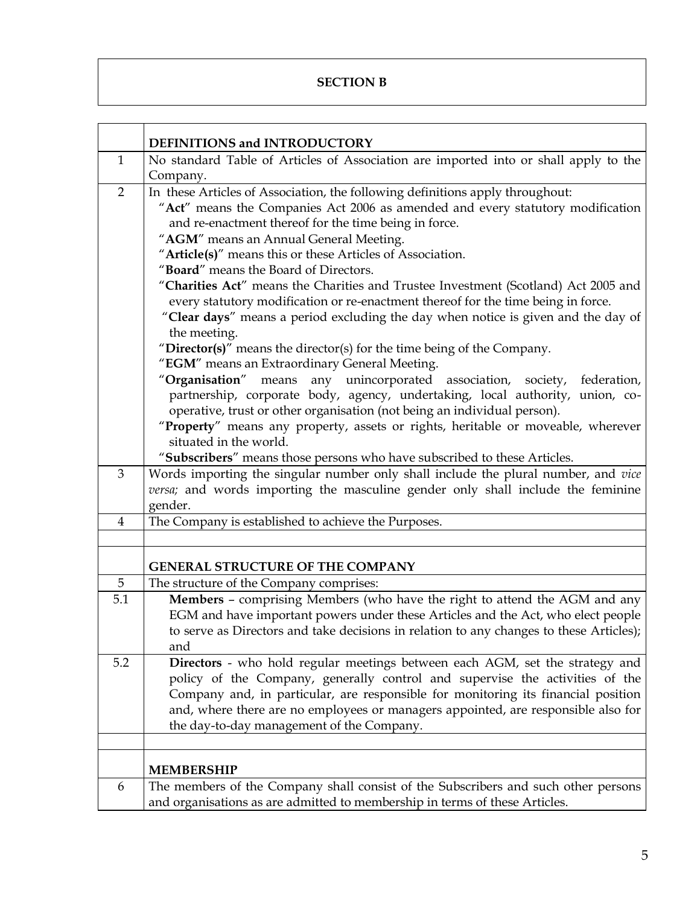## SECTION B

| | |
|---|---|
| | **DEFINITIONS and INTRODUCTORY** |
| 1 | No standard Table of Articles of Association are imported into or shall apply to the Company. |
| 2 | In these Articles of Association, the following definitions apply throughout:<br>"**Act**" means the Companies Act 2006 as amended and every statutory modification and re-enactment thereof for the time being in force.<br>"**AGM**" means an Annual General Meeting.<br>"**Article(s)**" means this or these Articles of Association.<br>"**Board**" means the Board of Directors.<br>"**Charities Act**" means the Charities and Trustee Investment (Scotland) Act 2005 and every statutory modification or re-enactment thereof for the time being in force.<br>"**Clear days**" means a period excluding the day when notice is given and the day of the meeting.<br>"**Director(s)**" means the director(s) for the time being of the Company.<br>"**EGM**" means an Extraordinary General Meeting.<br>"**Organisation**" means any unincorporated association, society, federation, partnership, corporate body, agency, undertaking, local authority, union, co-operative, trust or other organisation (not being an individual person).<br>"**Property**" means any property, assets or rights, heritable or moveable, wherever situated in the world.<br>"**Subscribers**" means those persons who have subscribed to these Articles. |
| 3 | Words importing the singular number only shall include the plural number, and *vice versa;* and words importing the masculine gender only shall include the feminine gender. |
| 4 | The Company is established to achieve the Purposes. |
| | |
| | **GENERAL STRUCTURE OF THE COMPANY** |
| 5 | The structure of the Company comprises: |
| 5.1 | **Members** – comprising Members (who have the right to attend the AGM and any EGM and have important powers under these Articles and the Act, who elect people to serve as Directors and take decisions in relation to any changes to these Articles); and |
| 5.2 | **Directors** - who hold regular meetings between each AGM, set the strategy and policy of the Company, generally control and supervise the activities of the Company and, in particular, are responsible for monitoring its financial position and, where there are no employees or managers appointed, are responsible also for the day-to-day management of the Company. |
| | |
| | **MEMBERSHIP** |
| 6 | The members of the Company shall consist of the Subscribers and such other persons and organisations as are admitted to membership in terms of these Articles. |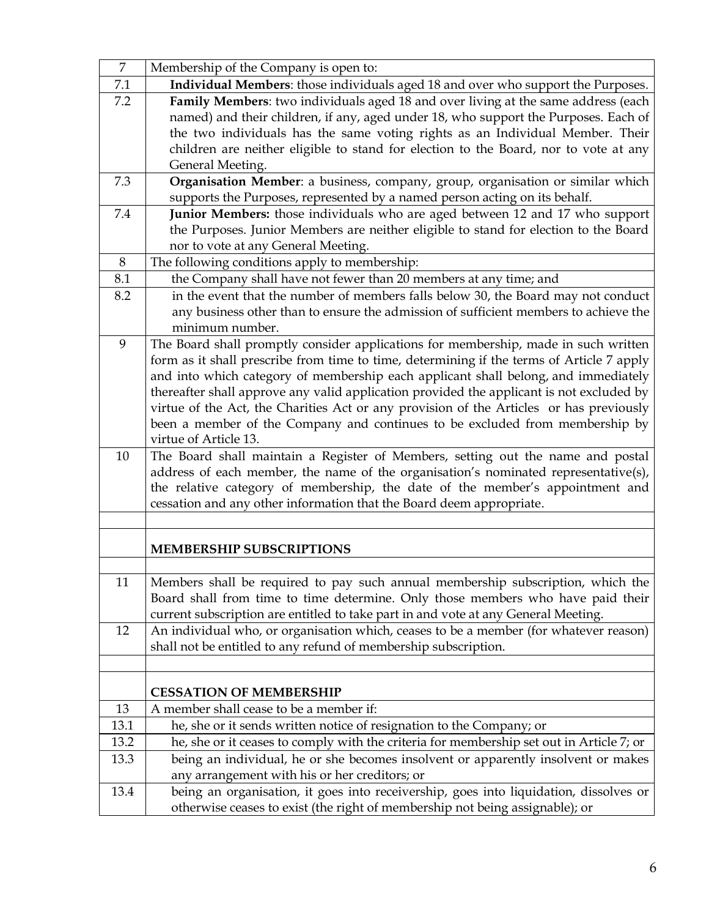| 7 | Membership of the Company is open to: |
|---|---|
| 7.1 | **Individual Members**: those individuals aged 18 and over who support the Purposes. |
| 7.2 | **Family Members**: two individuals aged 18 and over living at the same address (each named) and their children, if any, aged under 18, who support the Purposes. Each of the two individuals has the same voting rights as an Individual Member. Their children are neither eligible to stand for election to the Board, nor to vote at any General Meeting. |
| 7.3 | **Organisation Member**: a business, company, group, organisation or similar which supports the Purposes, represented by a named person acting on its behalf. |
| 7.4 | **Junior Members:** those individuals who are aged between 12 and 17 who support the Purposes. Junior Members are neither eligible to stand for election to the Board nor to vote at any General Meeting. |
| 8 | The following conditions apply to membership: |
| 8.1 | the Company shall have not fewer than 20 members at any time; and |
| 8.2 | in the event that the number of members falls below 30, the Board may not conduct any business other than to ensure the admission of sufficient members to achieve the minimum number. |
| 9 | The Board shall promptly consider applications for membership, made in such written form as it shall prescribe from time to time, determining if the terms of Article 7 apply and into which category of membership each applicant shall belong, and immediately thereafter shall approve any valid application provided the applicant is not excluded by virtue of the Act, the Charities Act or any provision of the Articles or has previously been a member of the Company and continues to be excluded from membership by virtue of Article 13. |
| 10 | The Board shall maintain a Register of Members, setting out the name and postal address of each member, the name of the organisation's nominated representative(s), the relative category of membership, the date of the member's appointment and cessation and any other information that the Board deem appropriate. |
| | |
| | **MEMBERSHIP SUBSCRIPTIONS** |
| | |
| 11 | Members shall be required to pay such annual membership subscription, which the Board shall from time to time determine. Only those members who have paid their current subscription are entitled to take part in and vote at any General Meeting. |
| 12 | An individual who, or organisation which, ceases to be a member (for whatever reason) shall not be entitled to any refund of membership subscription. |
| | |
| | **CESSATION OF MEMBERSHIP** |
| 13 | A member shall cease to be a member if: |
| 13.1 | he, she or it sends written notice of resignation to the Company; or |
| 13.2 | he, she or it ceases to comply with the criteria for membership set out in Article 7; or |
| 13.3 | being an individual, he or she becomes insolvent or apparently insolvent or makes any arrangement with his or her creditors; or |
| 13.4 | being an organisation, it goes into receivership, goes into liquidation, dissolves or otherwise ceases to exist (the right of membership not being assignable); or |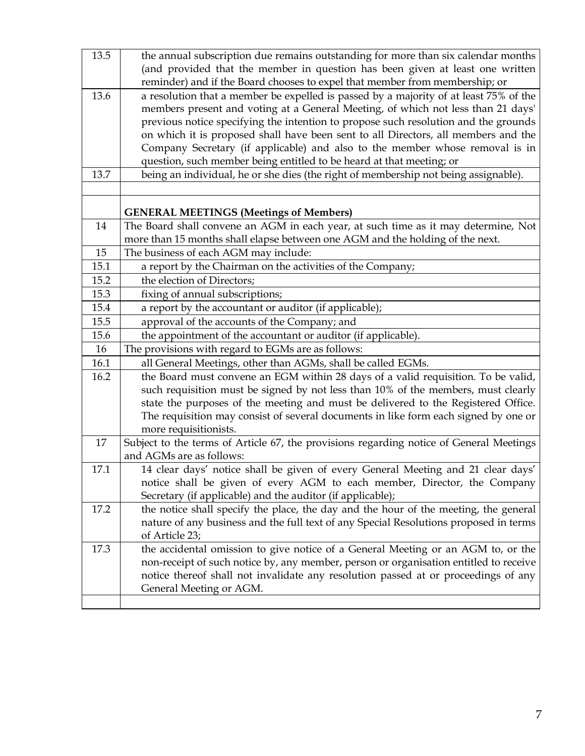| | |
|---|---|
| 13.5 | the annual subscription due remains outstanding for more than six calendar months (and provided that the member in question has been given at least one written reminder) and if the Board chooses to expel that member from membership; or |
| 13.6 | a resolution that a member be expelled is passed by a majority of at least 75% of the members present and voting at a General Meeting, of which not less than 21 days' previous notice specifying the intention to propose such resolution and the grounds on which it is proposed shall have been sent to all Directors, all members and the Company Secretary (if applicable) and also to the member whose removal is in question, such member being entitled to be heard at that meeting; or |
| 13.7 | being an individual, he or she dies (the right of membership not being assignable). |
| | |
| | **GENERAL MEETINGS (Meetings of Members)** |
| 14 | The Board shall convene an AGM in each year, at such time as it may determine, Not more than 15 months shall elapse between one AGM and the holding of the next. |
| 15 | The business of each AGM may include: |
| 15.1 | a report by the Chairman on the activities of the Company; |
| 15.2 | the election of Directors; |
| 15.3 | fixing of annual subscriptions; |
| 15.4 | a report by the accountant or auditor (if applicable); |
| 15.5 | approval of the accounts of the Company; and |
| 15.6 | the appointment of the accountant or auditor (if applicable). |
| 16 | The provisions with regard to EGMs are as follows: |
| 16.1 | all General Meetings, other than AGMs, shall be called EGMs. |
| 16.2 | the Board must convene an EGM within 28 days of a valid requisition. To be valid, such requisition must be signed by not less than 10% of the members, must clearly state the purposes of the meeting and must be delivered to the Registered Office. The requisition may consist of several documents in like form each signed by one or more requisitionists. |
| 17 | Subject to the terms of Article 67, the provisions regarding notice of General Meetings and AGMs are as follows: |
| 17.1 | 14 clear days' notice shall be given of every General Meeting and 21 clear days' notice shall be given of every AGM to each member, Director, the Company Secretary (if applicable) and the auditor (if applicable); |
| 17.2 | the notice shall specify the place, the day and the hour of the meeting, the general nature of any business and the full text of any Special Resolutions proposed in terms of Article 23; |
| 17.3 | the accidental omission to give notice of a General Meeting or an AGM to, or the non-receipt of such notice by, any member, person or organisation entitled to receive notice thereof shall not invalidate any resolution passed at or proceedings of any General Meeting or AGM. |
| | |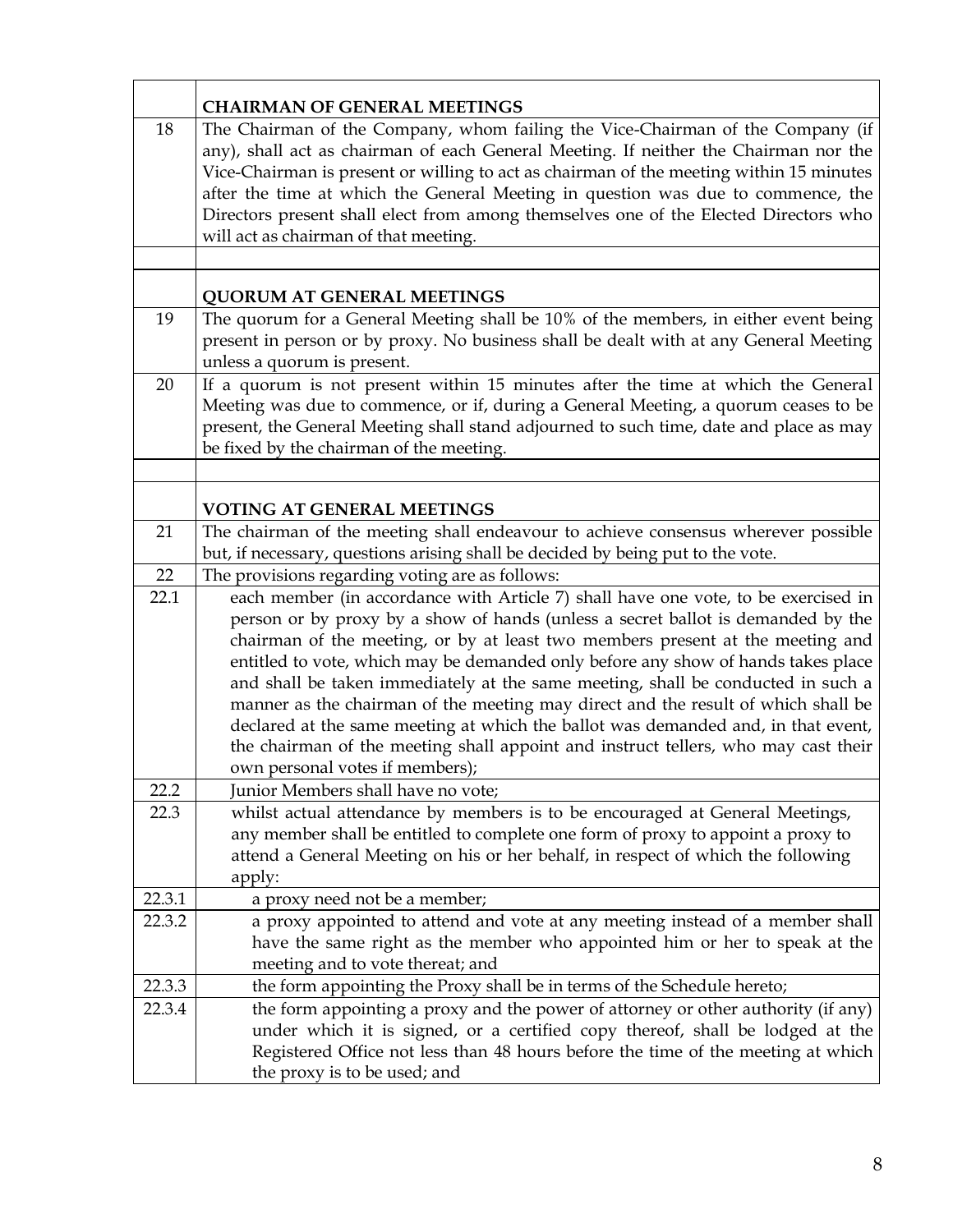| | **CHAIRMAN OF GENERAL MEETINGS** |
|---|---|
| 18 | The Chairman of the Company, whom failing the Vice-Chairman of the Company (if any), shall act as chairman of each General Meeting. If neither the Chairman nor the Vice-Chairman is present or willing to act as chairman of the meeting within 15 minutes after the time at which the General Meeting in question was due to commence, the Directors present shall elect from among themselves one of the Elected Directors who will act as chairman of that meeting. |
| | |
| | **QUORUM AT GENERAL MEETINGS** |
| 19 | The quorum for a General Meeting shall be 10% of the members, in either event being present in person or by proxy. No business shall be dealt with at any General Meeting unless a quorum is present. |
| 20 | If a quorum is not present within 15 minutes after the time at which the General Meeting was due to commence, or if, during a General Meeting, a quorum ceases to be present, the General Meeting shall stand adjourned to such time, date and place as may be fixed by the chairman of the meeting. |
| | |
| | **VOTING AT GENERAL MEETINGS** |
| 21 | The chairman of the meeting shall endeavour to achieve consensus wherever possible but, if necessary, questions arising shall be decided by being put to the vote. |
| 22 | The provisions regarding voting are as follows: |
| 22.1 | each member (in accordance with Article 7) shall have one vote, to be exercised in person or by proxy by a show of hands (unless a secret ballot is demanded by the chairman of the meeting, or by at least two members present at the meeting and entitled to vote, which may be demanded only before any show of hands takes place and shall be taken immediately at the same meeting, shall be conducted in such a manner as the chairman of the meeting may direct and the result of which shall be declared at the same meeting at which the ballot was demanded and, in that event, the chairman of the meeting shall appoint and instruct tellers, who may cast their own personal votes if members); |
| 22.2 | Junior Members shall have no vote; |
| 22.3 | whilst actual attendance by members is to be encouraged at General Meetings, any member shall be entitled to complete one form of proxy to appoint a proxy to attend a General Meeting on his or her behalf, in respect of which the following apply: |
| 22.3.1 | a proxy need not be a member; |
| 22.3.2 | a proxy appointed to attend and vote at any meeting instead of a member shall have the same right as the member who appointed him or her to speak at the meeting and to vote thereat; and |
| 22.3.3 | the form appointing the Proxy shall be in terms of the Schedule hereto; |
| 22.3.4 | the form appointing a proxy and the power of attorney or other authority (if any) under which it is signed, or a certified copy thereof, shall be lodged at the Registered Office not less than 48 hours before the time of the meeting at which the proxy is to be used; and |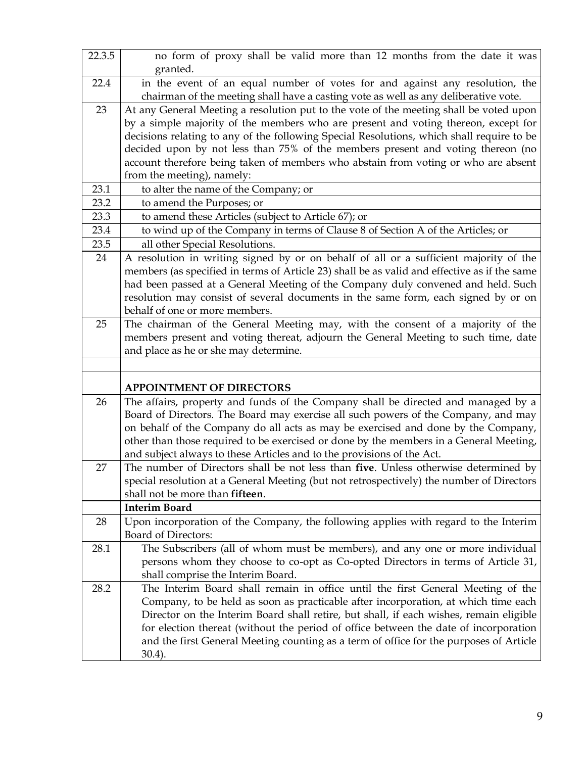| | |
|---|---|
| 22.3.5 | no form of proxy shall be valid more than 12 months from the date it was granted. |
| 22.4 | in the event of an equal number of votes for and against any resolution, the chairman of the meeting shall have a casting vote as well as any deliberative vote. |
| 23 | At any General Meeting a resolution put to the vote of the meeting shall be voted upon by a simple majority of the members who are present and voting thereon, except for decisions relating to any of the following Special Resolutions, which shall require to be decided upon by not less than 75% of the members present and voting thereon (no account therefore being taken of members who abstain from voting or who are absent from the meeting), namely: |
| 23.1 | to alter the name of the Company; or |
| 23.2 | to amend the Purposes; or |
| 23.3 | to amend these Articles (subject to Article 67); or |
| 23.4 | to wind up of the Company in terms of Clause 8 of Section A of the Articles; or |
| 23.5 | all other Special Resolutions. |
| 24 | A resolution in writing signed by or on behalf of all or a sufficient majority of the members (as specified in terms of Article 23) shall be as valid and effective as if the same had been passed at a General Meeting of the Company duly convened and held. Such resolution may consist of several documents in the same form, each signed by or on behalf of one or more members. |
| 25 | The chairman of the General Meeting may, with the consent of a majority of the members present and voting thereat, adjourn the General Meeting to such time, date and place as he or she may determine. |
| | |
| | **APPOINTMENT OF DIRECTORS** |
| 26 | The affairs, property and funds of the Company shall be directed and managed by a Board of Directors. The Board may exercise all such powers of the Company, and may on behalf of the Company do all acts as may be exercised and done by the Company, other than those required to be exercised or done by the members in a General Meeting, and subject always to these Articles and to the provisions of the Act. |
| 27 | The number of Directors shall be not less than **five**. Unless otherwise determined by special resolution at a General Meeting (but not retrospectively) the number of Directors shall not be more than **fifteen**. |
| | **Interim Board** |
| 28 | Upon incorporation of the Company, the following applies with regard to the Interim Board of Directors: |
| 28.1 | The Subscribers (all of whom must be members), and any one or more individual persons whom they choose to co-opt as Co-opted Directors in terms of Article 31, shall comprise the Interim Board. |
| 28.2 | The Interim Board shall remain in office until the first General Meeting of the Company, to be held as soon as practicable after incorporation, at which time each Director on the Interim Board shall retire, but shall, if each wishes, remain eligible for election thereat (without the period of office between the date of incorporation and the first General Meeting counting as a term of office for the purposes of Article 30.4). |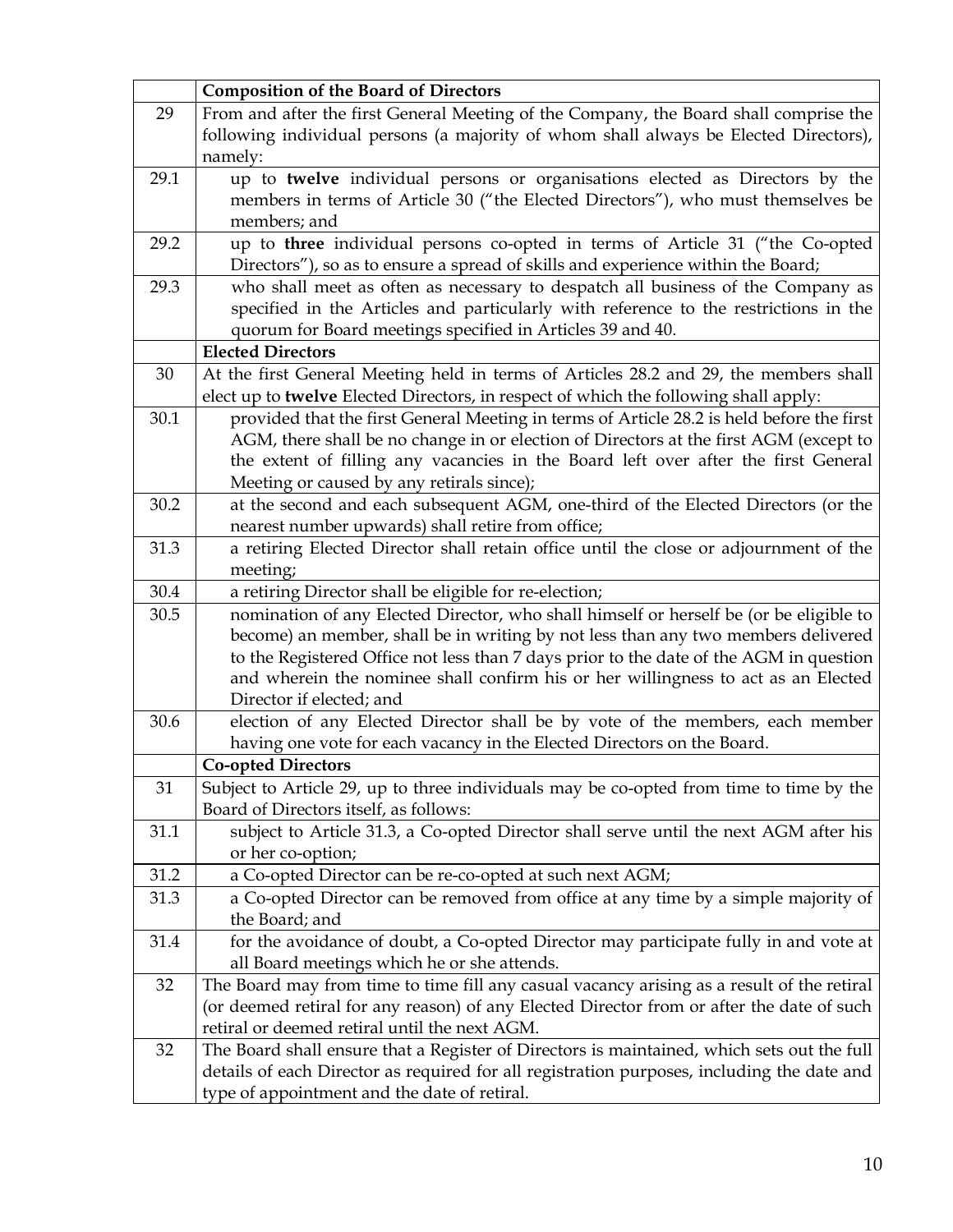| | **Composition of the Board of Directors** |
|---|---|
| 29 | From and after the first General Meeting of the Company, the Board shall comprise the following individual persons (a majority of whom shall always be Elected Directors), namely: |
| 29.1 | up to **twelve** individual persons or organisations elected as Directors by the members in terms of Article 30 ("the Elected Directors"), who must themselves be members; and |
| 29.2 | up to **three** individual persons co-opted in terms of Article 31 ("the Co-opted Directors"), so as to ensure a spread of skills and experience within the Board; |
| 29.3 | who shall meet as often as necessary to despatch all business of the Company as specified in the Articles and particularly with reference to the restrictions in the quorum for Board meetings specified in Articles 39 and 40. |
| | **Elected Directors** |
| 30 | At the first General Meeting held in terms of Articles 28.2 and 29, the members shall elect up to **twelve** Elected Directors, in respect of which the following shall apply: |
| 30.1 | provided that the first General Meeting in terms of Article 28.2 is held before the first AGM, there shall be no change in or election of Directors at the first AGM (except to the extent of filling any vacancies in the Board left over after the first General Meeting or caused by any retirals since); |
| 30.2 | at the second and each subsequent AGM, one-third of the Elected Directors (or the nearest number upwards) shall retire from office; |
| 31.3 | a retiring Elected Director shall retain office until the close or adjournment of the meeting; |
| 30.4 | a retiring Director shall be eligible for re-election; |
| 30.5 | nomination of any Elected Director, who shall himself or herself be (or be eligible to become) an member, shall be in writing by not less than any two members delivered to the Registered Office not less than 7 days prior to the date of the AGM in question and wherein the nominee shall confirm his or her willingness to act as an Elected Director if elected; and |
| 30.6 | election of any Elected Director shall be by vote of the members, each member having one vote for each vacancy in the Elected Directors on the Board. |
| | **Co-opted Directors** |
| 31 | Subject to Article 29, up to three individuals may be co-opted from time to time by the Board of Directors itself, as follows: |
| 31.1 | subject to Article 31.3, a Co-opted Director shall serve until the next AGM after his or her co-option; |
| 31.2 | a Co-opted Director can be re-co-opted at such next AGM; |
| 31.3 | a Co-opted Director can be removed from office at any time by a simple majority of the Board; and |
| 31.4 | for the avoidance of doubt, a Co-opted Director may participate fully in and vote at all Board meetings which he or she attends. |
| 32 | The Board may from time to time fill any casual vacancy arising as a result of the retiral (or deemed retiral for any reason) of any Elected Director from or after the date of such retiral or deemed retiral until the next AGM. |
| 32 | The Board shall ensure that a Register of Directors is maintained, which sets out the full details of each Director as required for all registration purposes, including the date and type of appointment and the date of retiral. |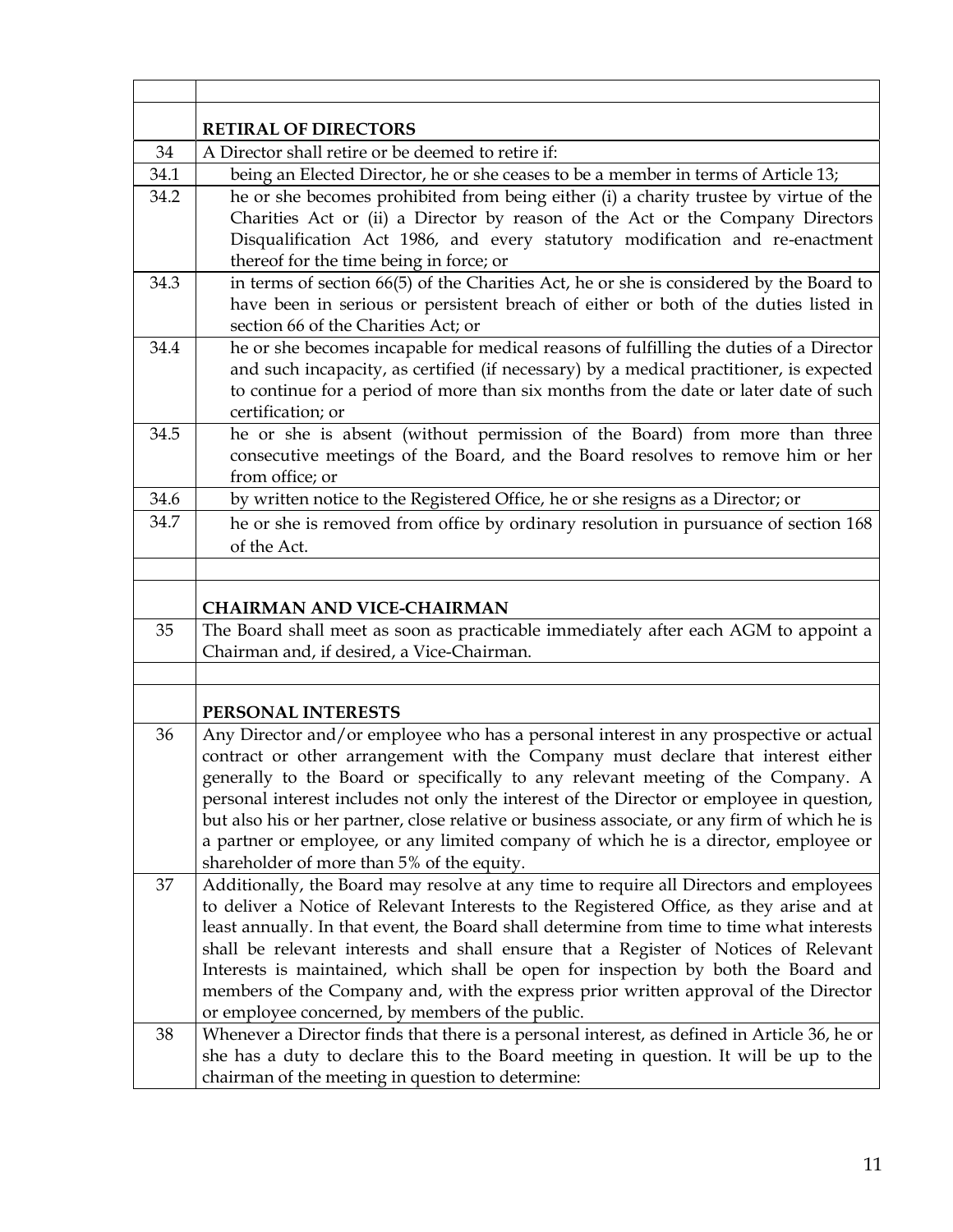| | |
|---|---|
| | **RETIRAL OF DIRECTORS** |
| 34 | A Director shall retire or be deemed to retire if: |
| 34.1 | being an Elected Director, he or she ceases to be a member in terms of Article 13; |
| 34.2 | he or she becomes prohibited from being either (i) a charity trustee by virtue of the Charities Act or (ii) a Director by reason of the Act or the Company Directors Disqualification Act 1986, and every statutory modification and re-enactment thereof for the time being in force; or |
| 34.3 | in terms of section 66(5) of the Charities Act, he or she is considered by the Board to have been in serious or persistent breach of either or both of the duties listed in section 66 of the Charities Act; or |
| 34.4 | he or she becomes incapable for medical reasons of fulfilling the duties of a Director and such incapacity, as certified (if necessary) by a medical practitioner, is expected to continue for a period of more than six months from the date or later date of such certification; or |
| 34.5 | he or she is absent (without permission of the Board) from more than three consecutive meetings of the Board, and the Board resolves to remove him or her from office; or |
| 34.6 | by written notice to the Registered Office, he or she resigns as a Director; or |
| 34.7 | he or she is removed from office by ordinary resolution in pursuance of section 168 of the Act. |
| | |
| | **CHAIRMAN AND VICE-CHAIRMAN** |
| 35 | The Board shall meet as soon as practicable immediately after each AGM to appoint a Chairman and, if desired, a Vice-Chairman. |
| | |
| | **PERSONAL INTERESTS** |
| 36 | Any Director and/or employee who has a personal interest in any prospective or actual contract or other arrangement with the Company must declare that interest either generally to the Board or specifically to any relevant meeting of the Company. A personal interest includes not only the interest of the Director or employee in question, but also his or her partner, close relative or business associate, or any firm of which he is a partner or employee, or any limited company of which he is a director, employee or shareholder of more than 5% of the equity. |
| 37 | Additionally, the Board may resolve at any time to require all Directors and employees to deliver a Notice of Relevant Interests to the Registered Office, as they arise and at least annually. In that event, the Board shall determine from time to time what interests shall be relevant interests and shall ensure that a Register of Notices of Relevant Interests is maintained, which shall be open for inspection by both the Board and members of the Company and, with the express prior written approval of the Director or employee concerned, by members of the public. |
| 38 | Whenever a Director finds that there is a personal interest, as defined in Article 36, he or she has a duty to declare this to the Board meeting in question. It will be up to the chairman of the meeting in question to determine: |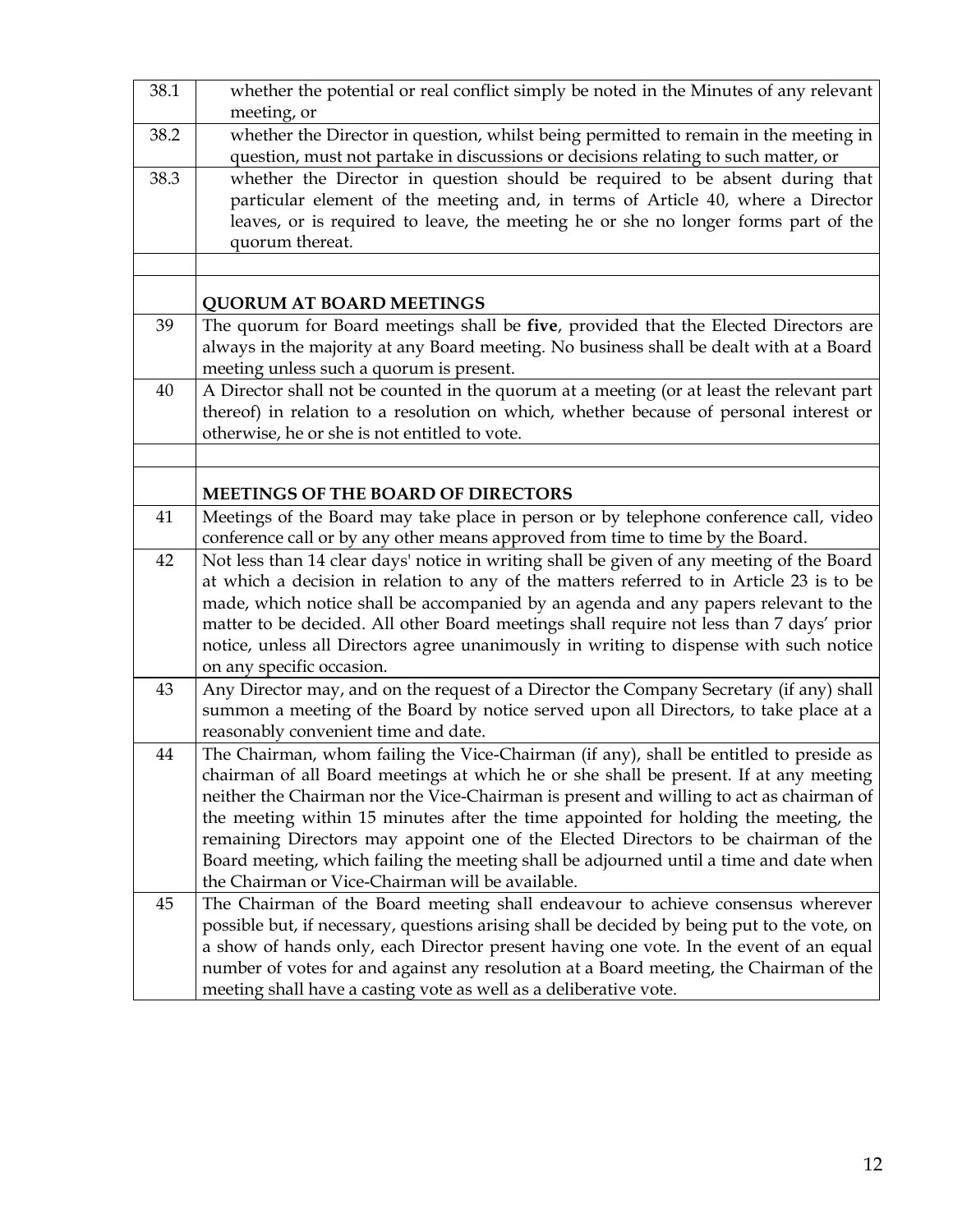| | |
|---|---|
| 38.1 | whether the potential or real conflict simply be noted in the Minutes of any relevant meeting, or |
| 38.2 | whether the Director in question, whilst being permitted to remain in the meeting in question, must not partake in discussions or decisions relating to such matter, or |
| 38.3 | whether the Director in question should be required to be absent during that particular element of the meeting and, in terms of Article 40, where a Director leaves, or is required to leave, the meeting he or she no longer forms part of the quorum thereat. |
| | |
| | **QUORUM AT BOARD MEETINGS** |
| 39 | The quorum for Board meetings shall be **five**, provided that the Elected Directors are always in the majority at any Board meeting. No business shall be dealt with at a Board meeting unless such a quorum is present. |
| 40 | A Director shall not be counted in the quorum at a meeting (or at least the relevant part thereof) in relation to a resolution on which, whether because of personal interest or otherwise, he or she is not entitled to vote. |
| | |
| | **MEETINGS OF THE BOARD OF DIRECTORS** |
| 41 | Meetings of the Board may take place in person or by telephone conference call, video conference call or by any other means approved from time to time by the Board. |
| 42 | Not less than 14 clear days' notice in writing shall be given of any meeting of the Board at which a decision in relation to any of the matters referred to in Article 23 is to be made, which notice shall be accompanied by an agenda and any papers relevant to the matter to be decided. All other Board meetings shall require not less than 7 days' prior notice, unless all Directors agree unanimously in writing to dispense with such notice on any specific occasion. |
| 43 | Any Director may, and on the request of a Director the Company Secretary (if any) shall summon a meeting of the Board by notice served upon all Directors, to take place at a reasonably convenient time and date. |
| 44 | The Chairman, whom failing the Vice-Chairman (if any), shall be entitled to preside as chairman of all Board meetings at which he or she shall be present. If at any meeting neither the Chairman nor the Vice-Chairman is present and willing to act as chairman of the meeting within 15 minutes after the time appointed for holding the meeting, the remaining Directors may appoint one of the Elected Directors to be chairman of the Board meeting, which failing the meeting shall be adjourned until a time and date when the Chairman or Vice-Chairman will be available. |
| 45 | The Chairman of the Board meeting shall endeavour to achieve consensus wherever possible but, if necessary, questions arising shall be decided by being put to the vote, on a show of hands only, each Director present having one vote. In the event of an equal number of votes for and against any resolution at a Board meeting, the Chairman of the meeting shall have a casting vote as well as a deliberative vote. |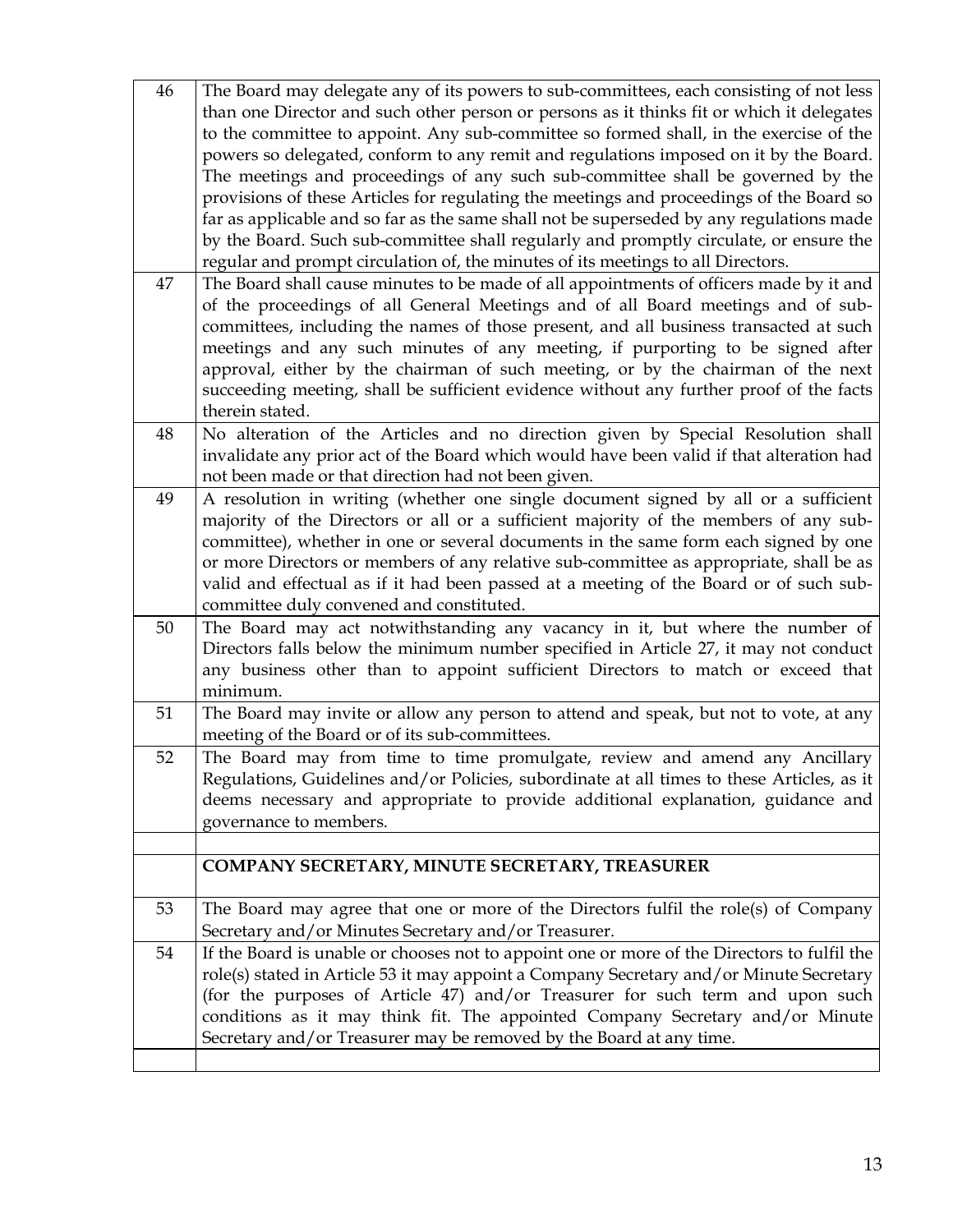| | |
|---|---|
| 46 | The Board may delegate any of its powers to sub-committees, each consisting of not less than one Director and such other person or persons as it thinks fit or which it delegates to the committee to appoint. Any sub-committee so formed shall, in the exercise of the powers so delegated, conform to any remit and regulations imposed on it by the Board. The meetings and proceedings of any such sub-committee shall be governed by the provisions of these Articles for regulating the meetings and proceedings of the Board so far as applicable and so far as the same shall not be superseded by any regulations made by the Board. Such sub-committee shall regularly and promptly circulate, or ensure the regular and prompt circulation of, the minutes of its meetings to all Directors. |
| 47 | The Board shall cause minutes to be made of all appointments of officers made by it and of the proceedings of all General Meetings and of all Board meetings and of sub-committees, including the names of those present, and all business transacted at such meetings and any such minutes of any meeting, if purporting to be signed after approval, either by the chairman of such meeting, or by the chairman of the next succeeding meeting, shall be sufficient evidence without any further proof of the facts therein stated. |
| 48 | No alteration of the Articles and no direction given by Special Resolution shall invalidate any prior act of the Board which would have been valid if that alteration had not been made or that direction had not been given. |
| 49 | A resolution in writing (whether one single document signed by all or a sufficient majority of the Directors or all or a sufficient majority of the members of any sub-committee), whether in one or several documents in the same form each signed by one or more Directors or members of any relative sub-committee as appropriate, shall be as valid and effectual as if it had been passed at a meeting of the Board or of such sub-committee duly convened and constituted. |
| 50 | The Board may act notwithstanding any vacancy in it, but where the number of Directors falls below the minimum number specified in Article 27, it may not conduct any business other than to appoint sufficient Directors to match or exceed that minimum. |
| 51 | The Board may invite or allow any person to attend and speak, but not to vote, at any meeting of the Board or of its sub-committees. |
| 52 | The Board may from time to time promulgate, review and amend any Ancillary Regulations, Guidelines and/or Policies, subordinate at all times to these Articles, as it deems necessary and appropriate to provide additional explanation, guidance and governance to members. |
| | |
| | **COMPANY SECRETARY, MINUTE SECRETARY, TREASURER** |
| 53 | The Board may agree that one or more of the Directors fulfil the role(s) of Company Secretary and/or Minutes Secretary and/or Treasurer. |
| 54 | If the Board is unable or chooses not to appoint one or more of the Directors to fulfil the role(s) stated in Article 53 it may appoint a Company Secretary and/or Minute Secretary (for the purposes of Article 47) and/or Treasurer for such term and upon such conditions as it may think fit. The appointed Company Secretary and/or Minute Secretary and/or Treasurer may be removed by the Board at any time. |
| | |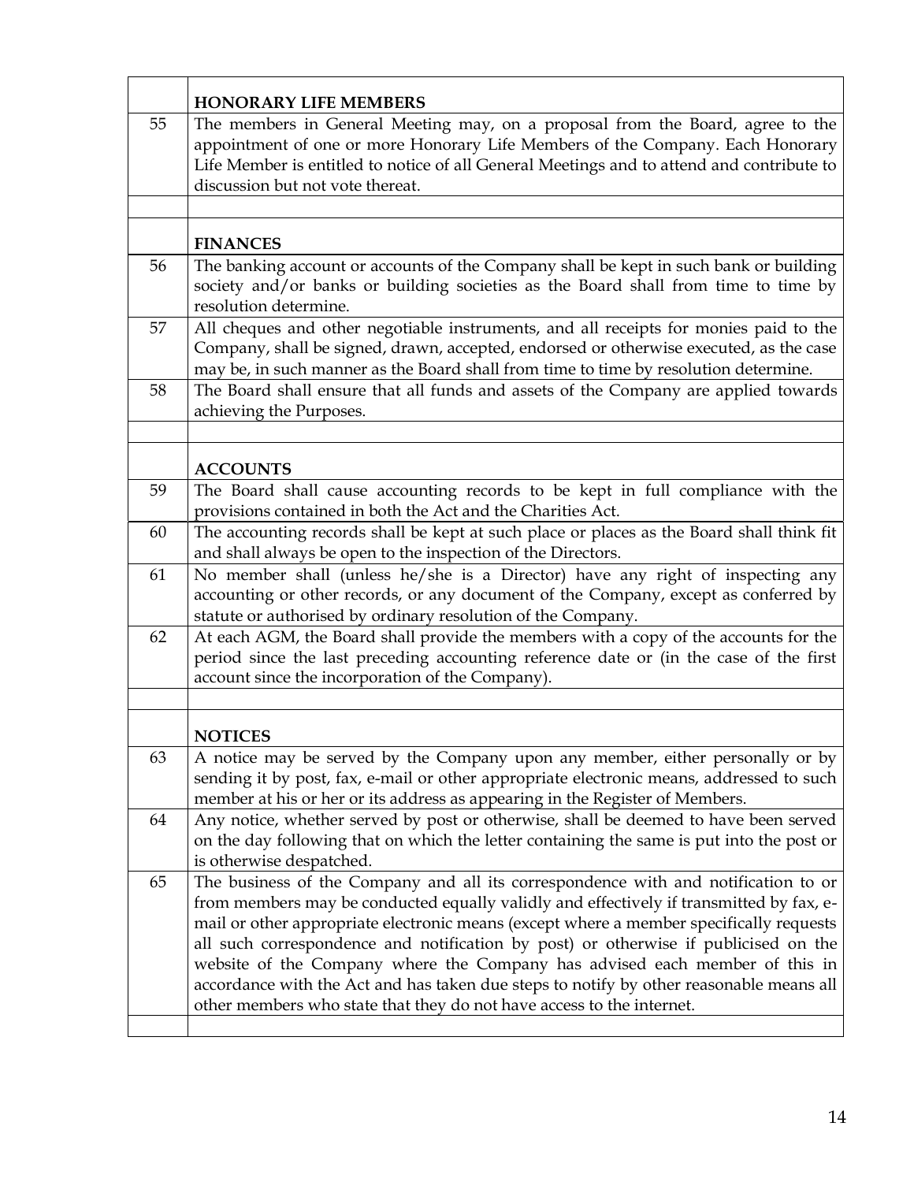| | |
|---|---|
| | **HONORARY LIFE MEMBERS** |
| 55 | The members in General Meeting may, on a proposal from the Board, agree to the appointment of one or more Honorary Life Members of the Company. Each Honorary Life Member is entitled to notice of all General Meetings and to attend and contribute to discussion but not vote thereat. |
| | |
| | **FINANCES** |
| 56 | The banking account or accounts of the Company shall be kept in such bank or building society and/or banks or building societies as the Board shall from time to time by resolution determine. |
| 57 | All cheques and other negotiable instruments, and all receipts for monies paid to the Company, shall be signed, drawn, accepted, endorsed or otherwise executed, as the case may be, in such manner as the Board shall from time to time by resolution determine. |
| 58 | The Board shall ensure that all funds and assets of the Company are applied towards achieving the Purposes. |
| | |
| | **ACCOUNTS** |
| 59 | The Board shall cause accounting records to be kept in full compliance with the provisions contained in both the Act and the Charities Act. |
| 60 | The accounting records shall be kept at such place or places as the Board shall think fit and shall always be open to the inspection of the Directors. |
| 61 | No member shall (unless he/she is a Director) have any right of inspecting any accounting or other records, or any document of the Company, except as conferred by statute or authorised by ordinary resolution of the Company. |
| 62 | At each AGM, the Board shall provide the members with a copy of the accounts for the period since the last preceding accounting reference date or (in the case of the first account since the incorporation of the Company). |
| | |
| | **NOTICES** |
| 63 | A notice may be served by the Company upon any member, either personally or by sending it by post, fax, e-mail or other appropriate electronic means, addressed to such member at his or her or its address as appearing in the Register of Members. |
| 64 | Any notice, whether served by post or otherwise, shall be deemed to have been served on the day following that on which the letter containing the same is put into the post or is otherwise despatched. |
| 65 | The business of the Company and all its correspondence with and notification to or from members may be conducted equally validly and effectively if transmitted by fax, e-mail or other appropriate electronic means (except where a member specifically requests all such correspondence and notification by post) or otherwise if publicised on the website of the Company where the Company has advised each member of this in accordance with the Act and has taken due steps to notify by other reasonable means all other members who state that they do not have access to the internet. |
| | |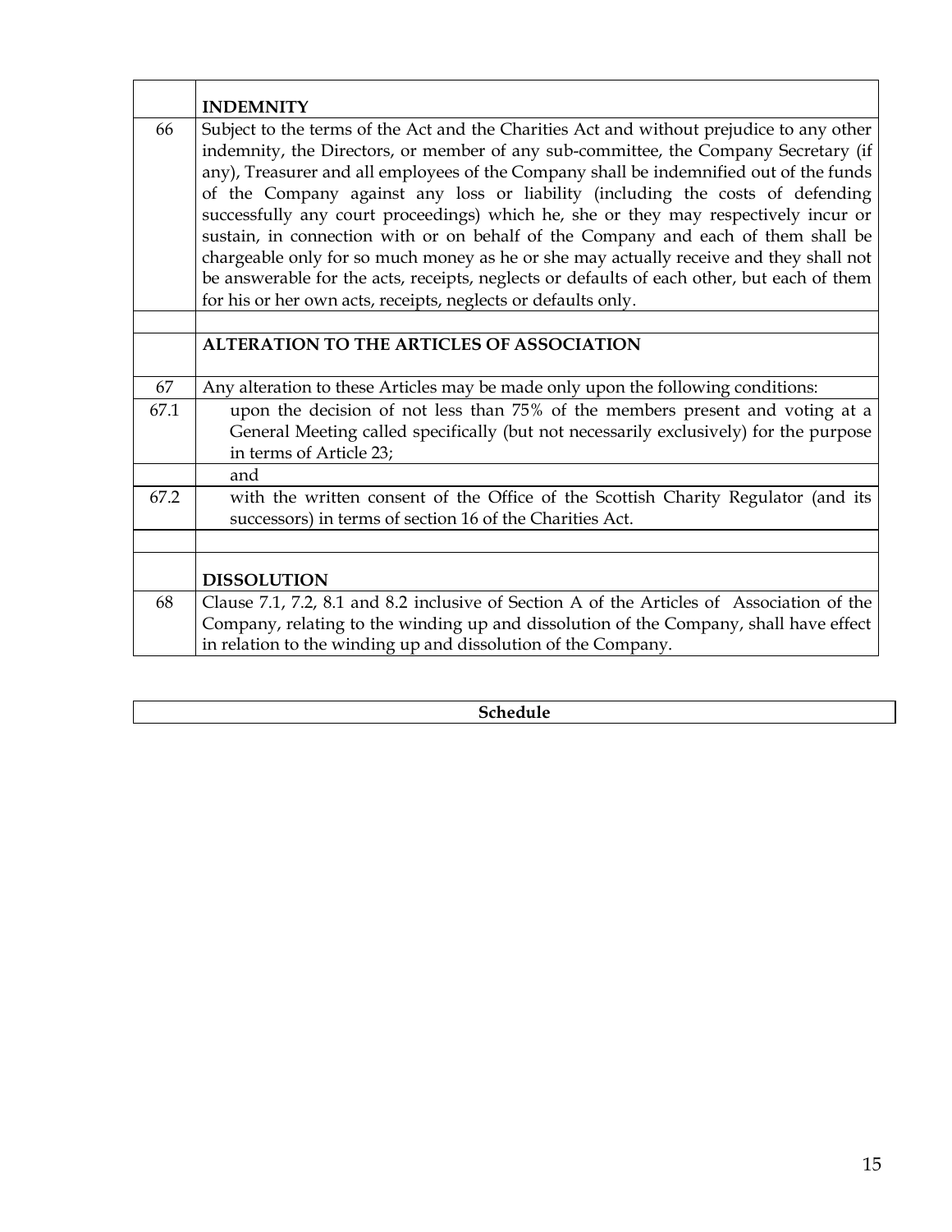| | |
|---|---|
| | **INDEMNITY** |
| 66 | Subject to the terms of the Act and the Charities Act and without prejudice to any other indemnity, the Directors, or member of any sub-committee, the Company Secretary (if any), Treasurer and all employees of the Company shall be indemnified out of the funds of the Company against any loss or liability (including the costs of defending successfully any court proceedings) which he, she or they may respectively incur or sustain, in connection with or on behalf of the Company and each of them shall be chargeable only for so much money as he or she may actually receive and they shall not be answerable for the acts, receipts, neglects or defaults of each other, but each of them for his or her own acts, receipts, neglects or defaults only. |
| | |
| | **ALTERATION TO THE ARTICLES OF ASSOCIATION** |
| 67 | Any alteration to these Articles may be made only upon the following conditions: |
| 67.1 | upon the decision of not less than 75% of the members present and voting at a General Meeting called specifically (but not necessarily exclusively) for the purpose in terms of Article 23; |
| | and |
| 67.2 | with the written consent of the Office of the Scottish Charity Regulator (and its successors) in terms of section 16 of the Charities Act. |
| | |
| | **DISSOLUTION** |
| 68 | Clause 7.1, 7.2, 8.1 and 8.2 inclusive of Section A of the Articles of Association of the Company, relating to the winding up and dissolution of the Company, shall have effect in relation to the winding up and dissolution of the Company. |

| **Schedule** |
|---|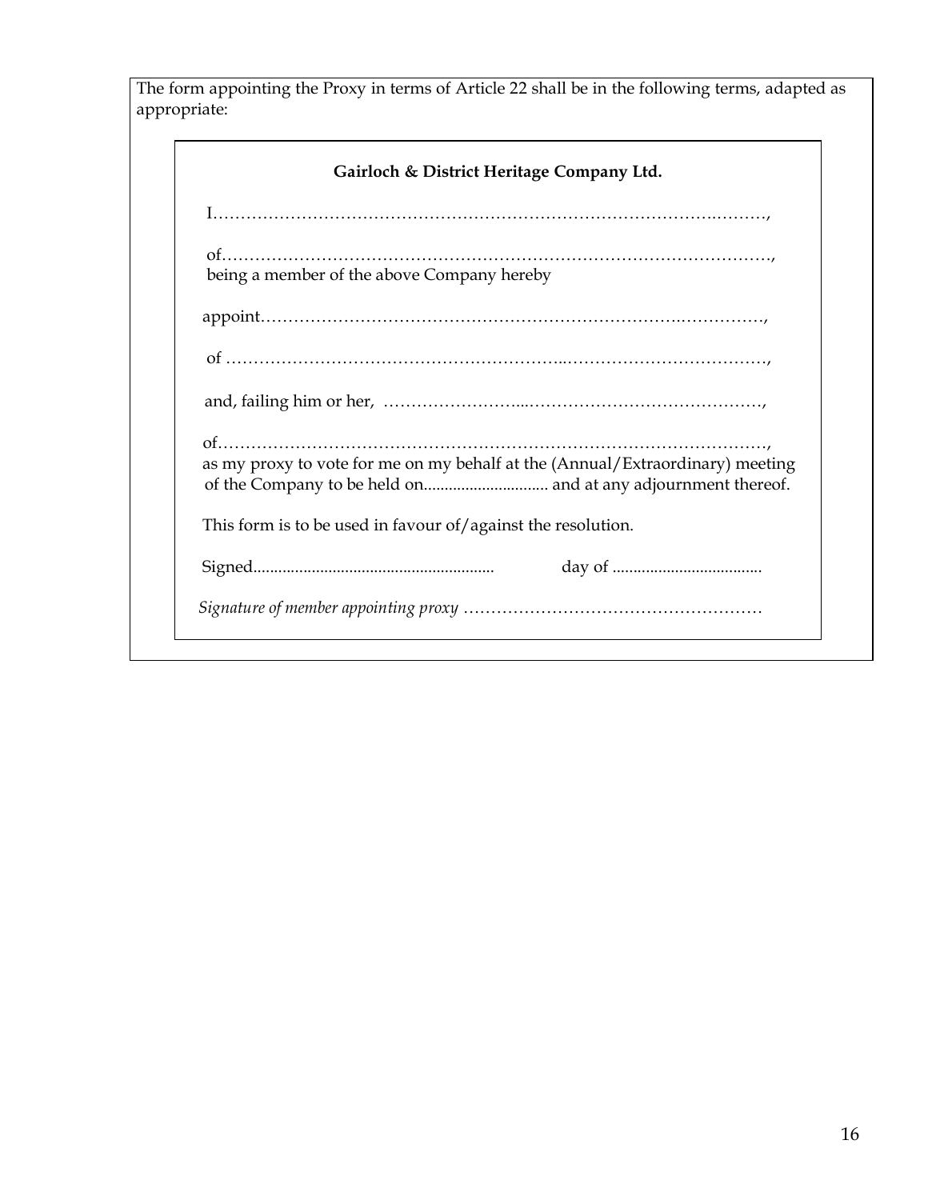The form appointing the Proxy in terms of Article 22 shall be in the following terms, adapted as appropriate:

**Gairloch & District Heritage Company Ltd.**

I……………………………………………………………………………………,

of……………………………………………………………………………………,
being a member of the above Company hereby

appoint……………………………………………………………………………,

of ……………………………………………………………………………………,

and, failing him or her, ……………………………………………………………,

of……………………………………………………………………………………,
as my proxy to vote for me on my behalf at the (Annual/Extraordinary) meeting of the Company to be held on.............................. and at any adjournment thereof.

This form is to be used in favour of/against the resolution.

Signed.......................................................... day of ....................................

*Signature of member appointing proxy* ………………………………………………